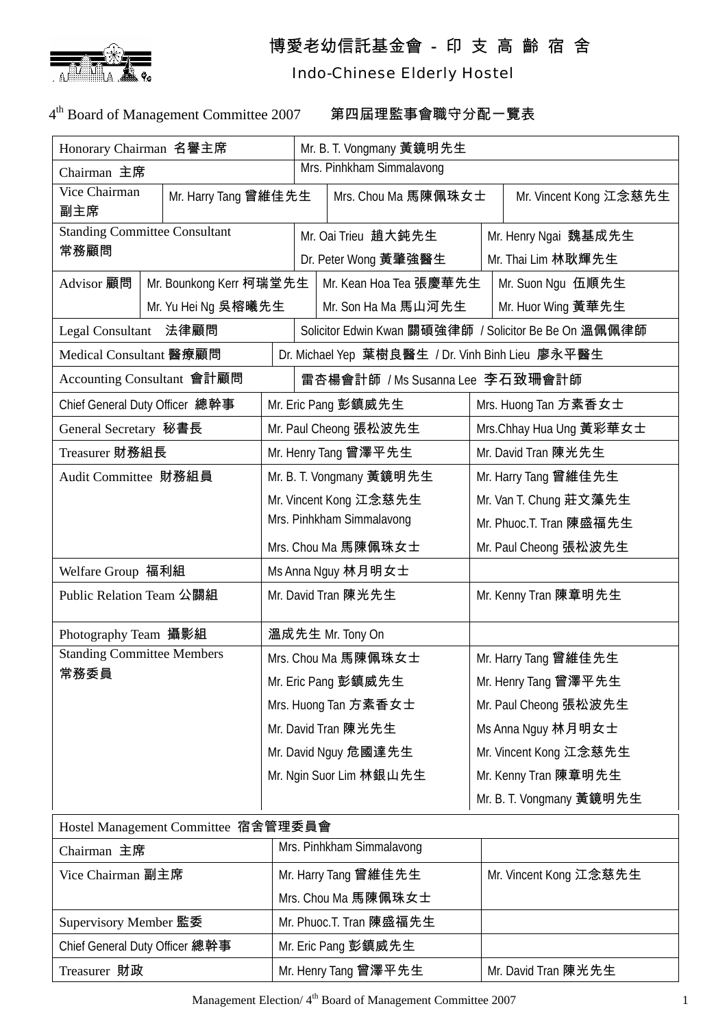# 博愛老幼信託基金會 - 印 支 高 齡 宿 舍

## Indo-Chinese Elderly Hostel

4th Board of Management Committee 2007　　第四屆理監事會職守分配一覽表

| | | | |
|---|---|---|---|
| Honorary Chairman 名譽主席 | Mr. B. T. Vongmany 黃鏡明先生 | | |
| Chairman 主席 | Mrs. Pinhkham Simmalavong | | |
| Vice Chairman 副主席 | Mr. Harry Tang 曾維佳先生 | Mrs. Chou Ma 馬陳佩珠女士 | Mr. Vincent Kong 江念慈先生 |
| Standing Committee Consultant 常務顧問 | Mr. Oai Trieu 趙大鈍先生 | Mr. Henry Ngai 魏基成先生 | |
| | Dr. Peter Wong 黃肇強醫生 | Mr. Thai Lim 林耿輝先生 | |
| Advisor 顧問 | Mr. Bounkong Kerr 柯瑞堂先生 | Mr. Kean Hoa Tea 張慶華先生 | Mr. Suon Ngu 伍順先生 |
| | Mr. Yu Hei Ng 吳榕曦先生 | Mr. Son Ha Ma 馬山河先生 | Mr. Huor Wing 黃華先生 |
| Legal Consultant 法律顧問 | Solicitor Edwin Kwan 關碩強律師 / Solicitor Be Be On 溫佩佩律師 | | |
| Medical Consultant 醫療顧問 | Dr. Michael Yep 葉樹良醫生 / Dr. Vinh Binh Lieu 廖永平醫生 | | |
| Accounting Consultant 會計顧問 | 雷杏楊會計師 / Ms Susanna Lee 李石致珊會計師 | | |
| Chief General Duty Officer 總幹事 | Mr. Eric Pang 彭鎮威先生 | Mrs. Huong Tan 方素香女士 | |
| General Secretary 秘書長 | Mr. Paul Cheong 張松波先生 | Mrs.Chhay Hua Ung 黃彩華女士 | |
| Treasurer 財務組長 | Mr. Henry Tang 曾澤平先生 | Mr. David Tran 陳光先生 | |
| Audit Committee 財務組員 | Mr. B. T. Vongmany 黃鏡明先生 | Mr. Harry Tang 曾維佳先生 | |
| | Mr. Vincent Kong 江念慈先生 | Mr. Van T. Chung 莊文藻先生 | |
| | Mrs. Pinhkham Simmalavong | Mr. Phuoc.T. Tran 陳盛福先生 | |
| | Mrs. Chou Ma 馬陳佩珠女士 | Mr. Paul Cheong 張松波先生 | |
| Welfare Group 福利組 | Ms Anna Nguy 林月明女士 | | |
| Public Relation Team 公關組 | Mr. David Tran 陳光先生 | Mr. Kenny Tran 陳章明先生 | |
| Photography Team 攝影組 | 溫成先生 Mr. Tony On | | |
| Standing Committee Members 常務委員 | Mrs. Chou Ma 馬陳佩珠女士 | Mr. Harry Tang 曾維佳先生 | |
| | Mr. Eric Pang 彭鎮威先生 | Mr. Henry Tang 曾澤平先生 | |
| | Mrs. Huong Tan 方素香女士 | Mr. Paul Cheong 張松波先生 | |
| | Mr. David Tran 陳光先生 | Ms Anna Nguy 林月明女士 | |
| | Mr. David Nguy 危國達先生 | Mr. Vincent Kong 江念慈先生 | |
| | Mr. Ngin Suor Lim 林銀山先生 | Mr. Kenny Tran 陳章明先生 | |
| | | Mr. B. T. Vongmany 黃鏡明先生 | |

| Hostel Management Committee 宿舍管理委員會 | | |
|---|---|---|
| Chairman 主席 | Mrs. Pinhkham Simmalavong | |
| Vice Chairman 副主席 | Mr. Harry Tang 曾維佳先生 | Mr. Vincent Kong 江念慈先生 |
| | Mrs. Chou Ma 馬陳佩珠女士 | |
| Supervisory Member 監委 | Mr. Phuoc.T. Tran 陳盛福先生 | |
| Chief General Duty Officer 總幹事 | Mr. Eric Pang 彭鎮威先生 | |
| Treasurer 財政 | Mr. Henry Tang 曾澤平先生 | Mr. David Tran 陳光先生 |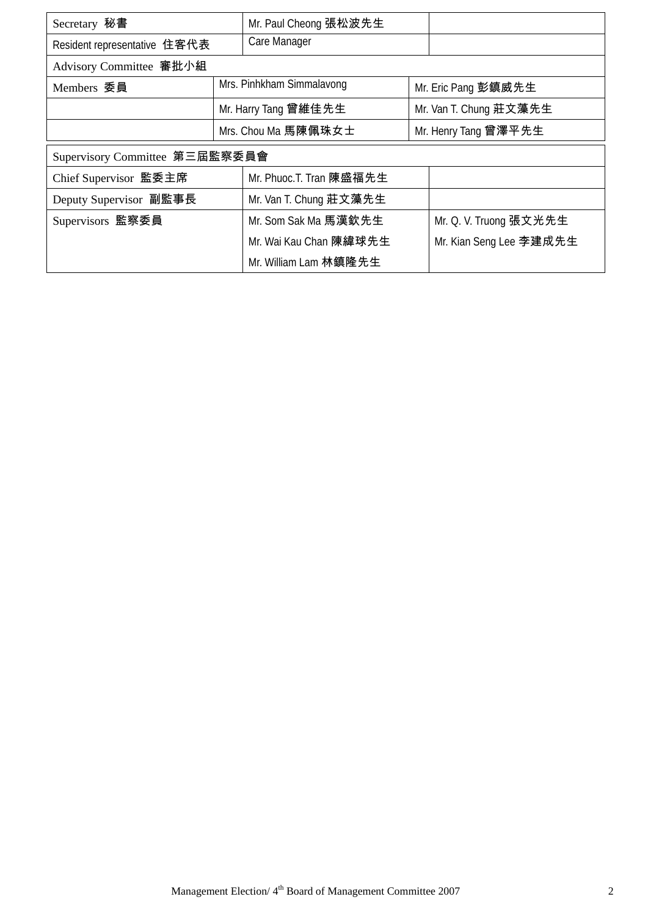| | | |
|---|---|---|
| Secretary 秘書 | Mr. Paul Cheong 張松波先生 | |
| Resident representative 住客代表 | Care Manager | |

| Advisory Committee 審批小組 | | |
|---|---|---|
| Members 委員 | Mrs. Pinhkham Simmalavong | Mr. Eric Pang 彭鎮威先生 |
| | Mr. Harry Tang 曾維佳先生 | Mr. Van T. Chung 莊文藻先生 |
| | Mrs. Chou Ma 馬陳佩珠女士 | Mr. Henry Tang 曾澤平先生 |

| Supervisory Committee 第三屆監察委員會 | | |
|---|---|---|
| Chief Supervisor 監委主席 | Mr. Phuoc.T. Tran 陳盛福先生 | |
| Deputy Supervisor 副監事長 | Mr. Van T. Chung 莊文藻先生 | |
| Supervisors 監察委員 | Mr. Som Sak Ma 馬漢欽先生<br>Mr. Wai Kau Chan 陳緯球先生<br>Mr. William Lam 林鎮隆先生 | Mr. Q. V. Truong 張文光先生<br>Mr. Kian Seng Lee 李建成先生 |